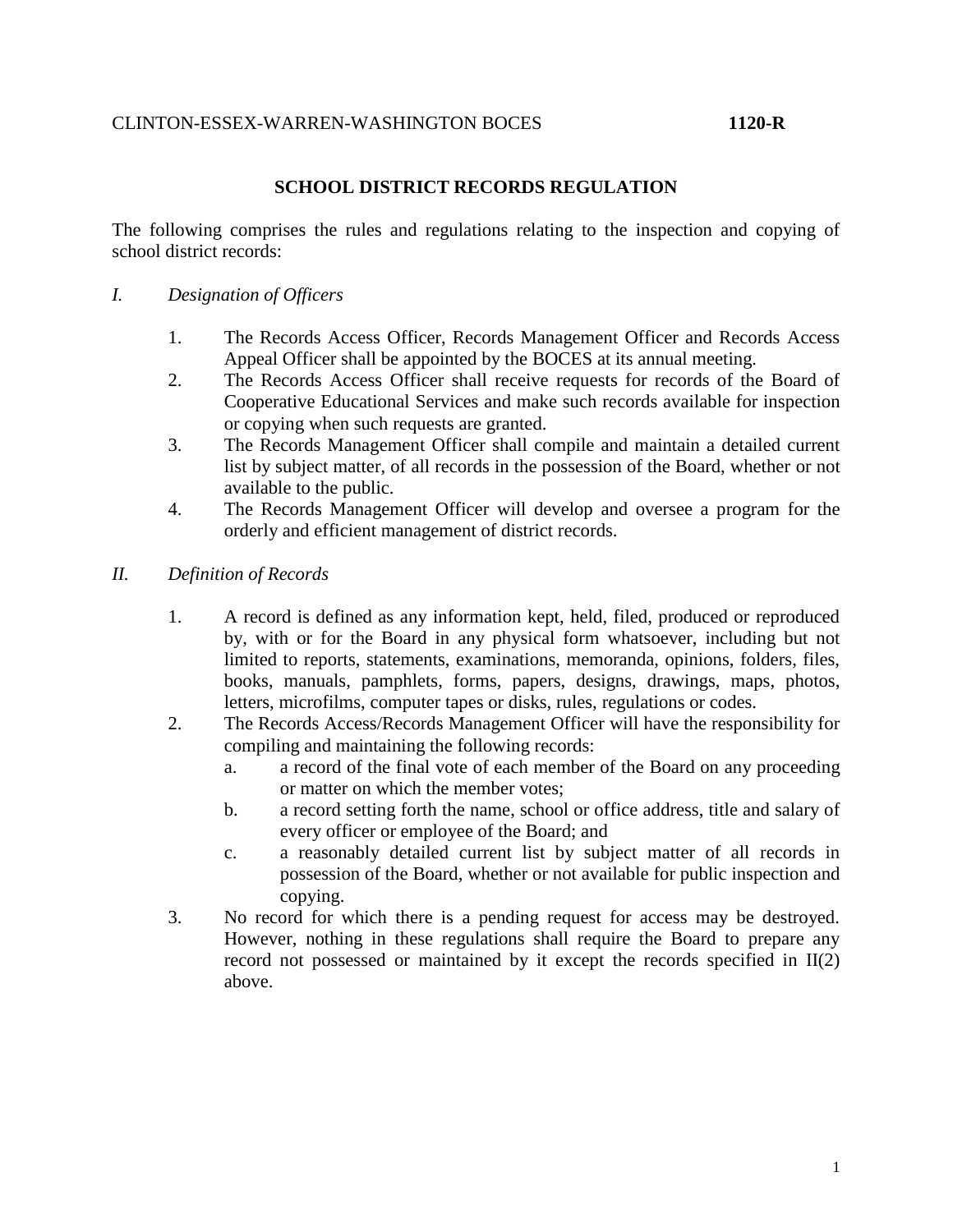CLINTON-ESSEX-WARREN-WASHINGTON BOCES **1120-R**

## SCHOOL DISTRICT RECORDS REGULATION

The following comprises the rules and regulations relating to the inspection and copying of school district records:

### I. *Designation of Officers*

1. The Records Access Officer, Records Management Officer and Records Access Appeal Officer shall be appointed by the BOCES at its annual meeting.
2. The Records Access Officer shall receive requests for records of the Board of Cooperative Educational Services and make such records available for inspection or copying when such requests are granted.
3. The Records Management Officer shall compile and maintain a detailed current list by subject matter, of all records in the possession of the Board, whether or not available to the public.
4. The Records Management Officer will develop and oversee a program for the orderly and efficient management of district records.

### II. *Definition of Records*

1. A record is defined as any information kept, held, filed, produced or reproduced by, with or for the Board in any physical form whatsoever, including but not limited to reports, statements, examinations, memoranda, opinions, folders, files, books, manuals, pamphlets, forms, papers, designs, drawings, maps, photos, letters, microfilms, computer tapes or disks, rules, regulations or codes.
2. The Records Access/Records Management Officer will have the responsibility for compiling and maintaining the following records:
   a. a record of the final vote of each member of the Board on any proceeding or matter on which the member votes;
   b. a record setting forth the name, school or office address, title and salary of every officer or employee of the Board; and
   c. a reasonably detailed current list by subject matter of all records in possession of the Board, whether or not available for public inspection and copying.
3. No record for which there is a pending request for access may be destroyed. However, nothing in these regulations shall require the Board to prepare any record not possessed or maintained by it except the records specified in II(2) above.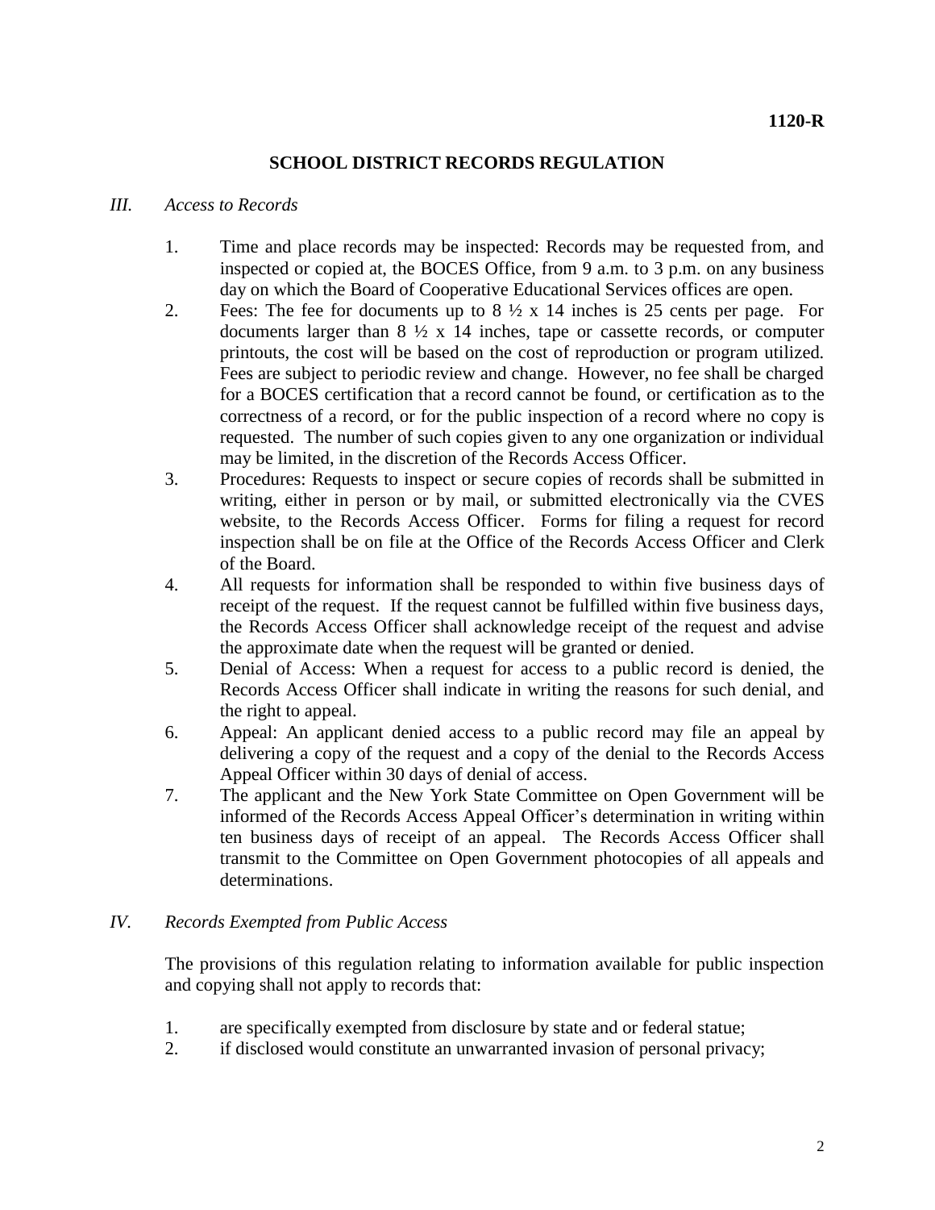**1120-R**

## SCHOOL DISTRICT RECORDS REGULATION

### *III. Access to Records*

1. Time and place records may be inspected: Records may be requested from, and inspected or copied at, the BOCES Office, from 9 a.m. to 3 p.m. on any business day on which the Board of Cooperative Educational Services offices are open.
2. Fees: The fee for documents up to 8 ½ x 14 inches is 25 cents per page. For documents larger than 8 ½ x 14 inches, tape or cassette records, or computer printouts, the cost will be based on the cost of reproduction or program utilized. Fees are subject to periodic review and change. However, no fee shall be charged for a BOCES certification that a record cannot be found, or certification as to the correctness of a record, or for the public inspection of a record where no copy is requested. The number of such copies given to any one organization or individual may be limited, in the discretion of the Records Access Officer.
3. Procedures: Requests to inspect or secure copies of records shall be submitted in writing, either in person or by mail, or submitted electronically via the CVES website, to the Records Access Officer. Forms for filing a request for record inspection shall be on file at the Office of the Records Access Officer and Clerk of the Board.
4. All requests for information shall be responded to within five business days of receipt of the request. If the request cannot be fulfilled within five business days, the Records Access Officer shall acknowledge receipt of the request and advise the approximate date when the request will be granted or denied.
5. Denial of Access: When a request for access to a public record is denied, the Records Access Officer shall indicate in writing the reasons for such denial, and the right to appeal.
6. Appeal: An applicant denied access to a public record may file an appeal by delivering a copy of the request and a copy of the denial to the Records Access Appeal Officer within 30 days of denial of access.
7. The applicant and the New York State Committee on Open Government will be informed of the Records Access Appeal Officer's determination in writing within ten business days of receipt of an appeal. The Records Access Officer shall transmit to the Committee on Open Government photocopies of all appeals and determinations.

### *IV. Records Exempted from Public Access*

The provisions of this regulation relating to information available for public inspection and copying shall not apply to records that:

1. are specifically exempted from disclosure by state and or federal statue;
2. if disclosed would constitute an unwarranted invasion of personal privacy;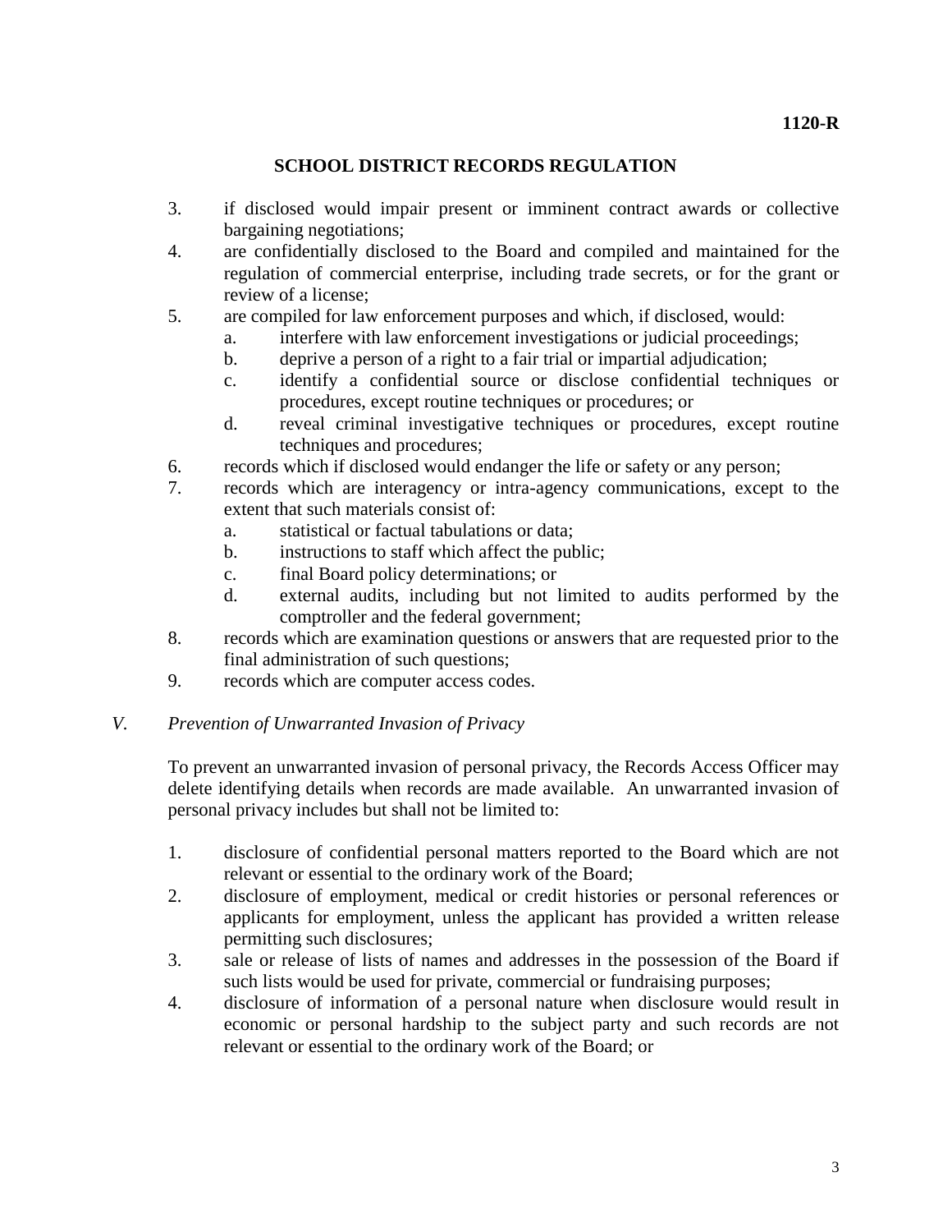3. if disclosed would impair present or imminent contract awards or collective bargaining negotiations;
4. are confidentially disclosed to the Board and compiled and maintained for the regulation of commercial enterprise, including trade secrets, or for the grant or review of a license;
5. are compiled for law enforcement purposes and which, if disclosed, would:
   a. interfere with law enforcement investigations or judicial proceedings;
   b. deprive a person of a right to a fair trial or impartial adjudication;
   c. identify a confidential source or disclose confidential techniques or procedures, except routine techniques or procedures; or
   d. reveal criminal investigative techniques or procedures, except routine techniques and procedures;
6. records which if disclosed would endanger the life or safety or any person;
7. records which are interagency or intra-agency communications, except to the extent that such materials consist of:
   a. statistical or factual tabulations or data;
   b. instructions to staff which affect the public;
   c. final Board policy determinations; or
   d. external audits, including but not limited to audits performed by the comptroller and the federal government;
8. records which are examination questions or answers that are requested prior to the final administration of such questions;
9. records which are computer access codes.

## *V. Prevention of Unwarranted Invasion of Privacy*

To prevent an unwarranted invasion of personal privacy, the Records Access Officer may delete identifying details when records are made available. An unwarranted invasion of personal privacy includes but shall not be limited to:

1. disclosure of confidential personal matters reported to the Board which are not relevant or essential to the ordinary work of the Board;
2. disclosure of employment, medical or credit histories or personal references or applicants for employment, unless the applicant has provided a written release permitting such disclosures;
3. sale or release of lists of names and addresses in the possession of the Board if such lists would be used for private, commercial or fundraising purposes;
4. disclosure of information of a personal nature when disclosure would result in economic or personal hardship to the subject party and such records are not relevant or essential to the ordinary work of the Board; or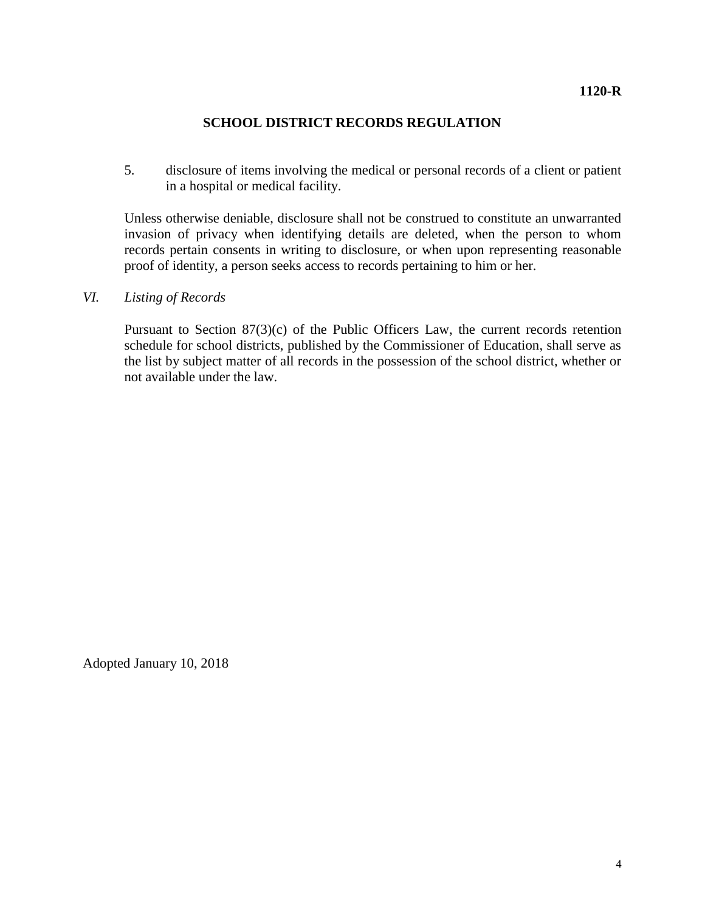5. disclosure of items involving the medical or personal records of a client or patient in a hospital or medical facility.

Unless otherwise deniable, disclosure shall not be construed to constitute an unwarranted invasion of privacy when identifying details are deleted, when the person to whom records pertain consents in writing to disclosure, or when upon representing reasonable proof of identity, a person seeks access to records pertaining to him or her.

*VI. Listing of Records*

Pursuant to Section 87(3)(c) of the Public Officers Law, the current records retention schedule for school districts, published by the Commissioner of Education, shall serve as the list by subject matter of all records in the possession of the school district, whether or not available under the law.

Adopted January 10, 2018